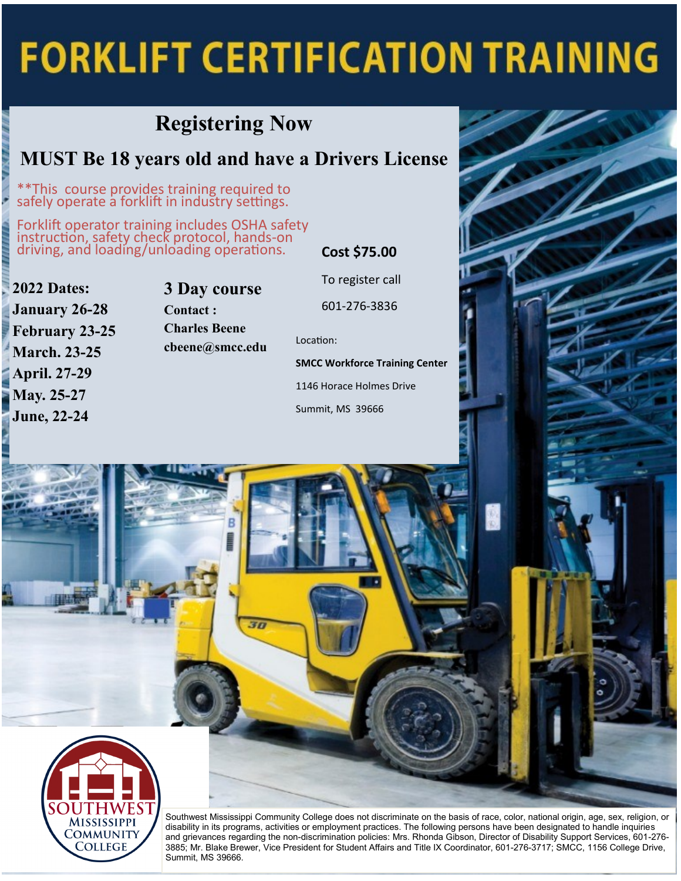# FORKLIFT CERTIFICATION TRAINING

## Registering Now

## MUST Be 18 years old and have a Drivers License

**This course provides training required to safely operate a forklift in industry settings.

Forklift operator training includes OSHA safety instruction, safety check protocol, hands-on driving, and loading/unloading operations.

**2022 Dates:**
**January 26-28**
**February 23-25**
**March. 23-25**
**April. 27-29**
**May. 25-27**
**June, 22-24**

**3 Day course**

**Contact :**
**Charles Beene**
**cbeene@smcc.edu**

**Cost $75.00**

To register call

601-276-3836

Location:

**SMCC Workforce Training Center**

1146 Horace Holmes Drive

Summit, MS 39666

SOUTHWEST MISSISSIPPI COMMUNITY COLLEGE

Southwest Mississippi Community College does not discriminate on the basis of race, color, national origin, age, sex, religion, or disability in its programs, activities or employment practices. The following persons have been designated to handle inquiries and grievances regarding the non-discrimination policies: Mrs. Rhonda Gibson, Director of Disability Support Services, 601-276-3885; Mr. Blake Brewer, Vice President for Student Affairs and Title IX Coordinator, 601-276-3717; SMCC, 1156 College Drive, Summit, MS 39666.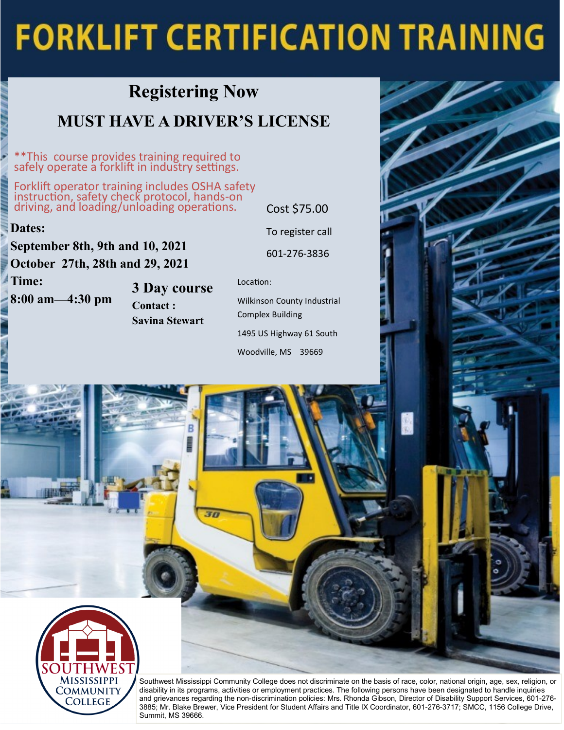# FORKLIFT CERTIFICATION TRAINING

## Registering Now

## MUST HAVE A DRIVER'S LICENSE

**This course provides training required to safely operate a forklift in industry settings.

Forklift operator training includes OSHA safety instruction, safety check protocol, hands-on driving, and loading/unloading operations.

Cost $75.00

To register call

601-276-3836

**Dates:**

**September 8th, 9th and 10, 2021**

**October 27th, 28th and 29, 2021**

**Time:**

**8:00 am—4:30 pm**

**3 Day course**

**Contact :**

**Savina Stewart**

Location:

Wilkinson County Industrial Complex Building

1495 US Highway 61 South

Woodville, MS 39669

SOUTHWEST MISSISSIPPI COMMUNITY COLLEGE

Southwest Mississippi Community College does not discriminate on the basis of race, color, national origin, age, sex, religion, or disability in its programs, activities or employment practices. The following persons have been designated to handle inquiries and grievances regarding the non-discrimination policies: Mrs. Rhonda Gibson, Director of Disability Support Services, 601-276-3885; Mr. Blake Brewer, Vice President for Student Affairs and Title IX Coordinator, 601-276-3717; SMCC, 1156 College Drive, Summit, MS 39666.